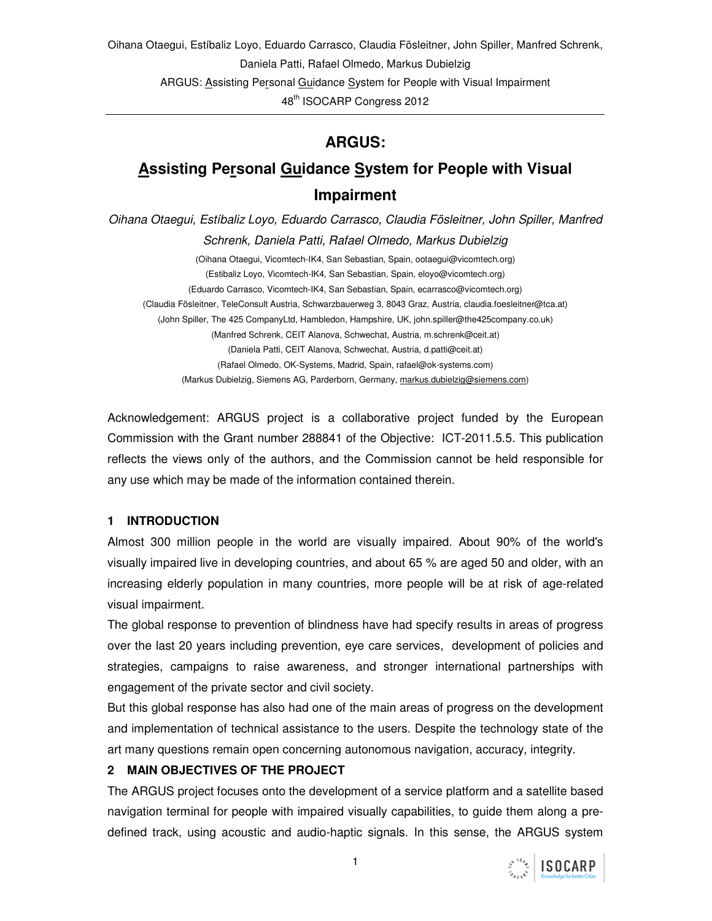# ARGUS:

# <u>A</u>ssisting Pe<u>r</u>sonal <u>Gu</u>idance <u>S</u>ystem for People with Visual Impairment

*Oihana Otaegui, Estíbaliz Loyo, Eduardo Carrasco, Claudia Fösleitner, John Spiller, Manfred Schrenk, Daniela Patti, Rafael Olmedo, Markus Dubielzig*

(Oihana Otaegui, Vicomtech-IK4, San Sebastian, Spain, ootaegui@vicomtech.org)
(Estibaliz Loyo, Vicomtech-IK4, San Sebastian, Spain, eloyo@vicomtech.org)
(Eduardo Carrasco, Vicomtech-IK4, San Sebastian, Spain, ecarrasco@vicomtech.org)
(Claudia Fösleitner, TeleConsult Austria, Schwarzbauerweg 3, 8043 Graz, Austria, claudia.foesleitner@tca.at)
(John Spiller, The 425 CompanyLtd, Hambledon, Hampshire, UK, john.spiller@the425company.co.uk)
(Manfred Schrenk, CEIT Alanova, Schwechat, Austria, m.schrenk@ceit.at)
(Daniela Patti, CEIT Alanova, Schwechat, Austria, d.patti@ceit.at)
(Rafael Olmedo, OK-Systems, Madrid, Spain, rafael@ok-systems.com)
(Markus Dubielzig, Siemens AG, Parderborn, Germany, markus.dubielzig@siemens.com)

Acknowledgement: ARGUS project is a collaborative project funded by the European Commission with the Grant number 288841 of the Objective: ICT-2011.5.5. This publication reflects the views only of the authors, and the Commission cannot be held responsible for any use which may be made of the information contained therein.

## 1 INTRODUCTION

Almost 300 million people in the world are visually impaired. About 90% of the world's visually impaired live in developing countries, and about 65 % are aged 50 and older, with an increasing elderly population in many countries, more people will be at risk of age-related visual impairment.

The global response to prevention of blindness have had specify results in areas of progress over the last 20 years including prevention, eye care services, development of policies and strategies, campaigns to raise awareness, and stronger international partnerships with engagement of the private sector and civil society.

But this global response has also had one of the main areas of progress on the development and implementation of technical assistance to the users. Despite the technology state of the art many questions remain open concerning autonomous navigation, accuracy, integrity.

## 2 MAIN OBJECTIVES OF THE PROJECT

The ARGUS project focuses onto the development of a service platform and a satellite based navigation terminal for people with impaired visually capabilities, to guide them along a pre-defined track, using acoustic and audio-haptic signals. In this sense, the ARGUS system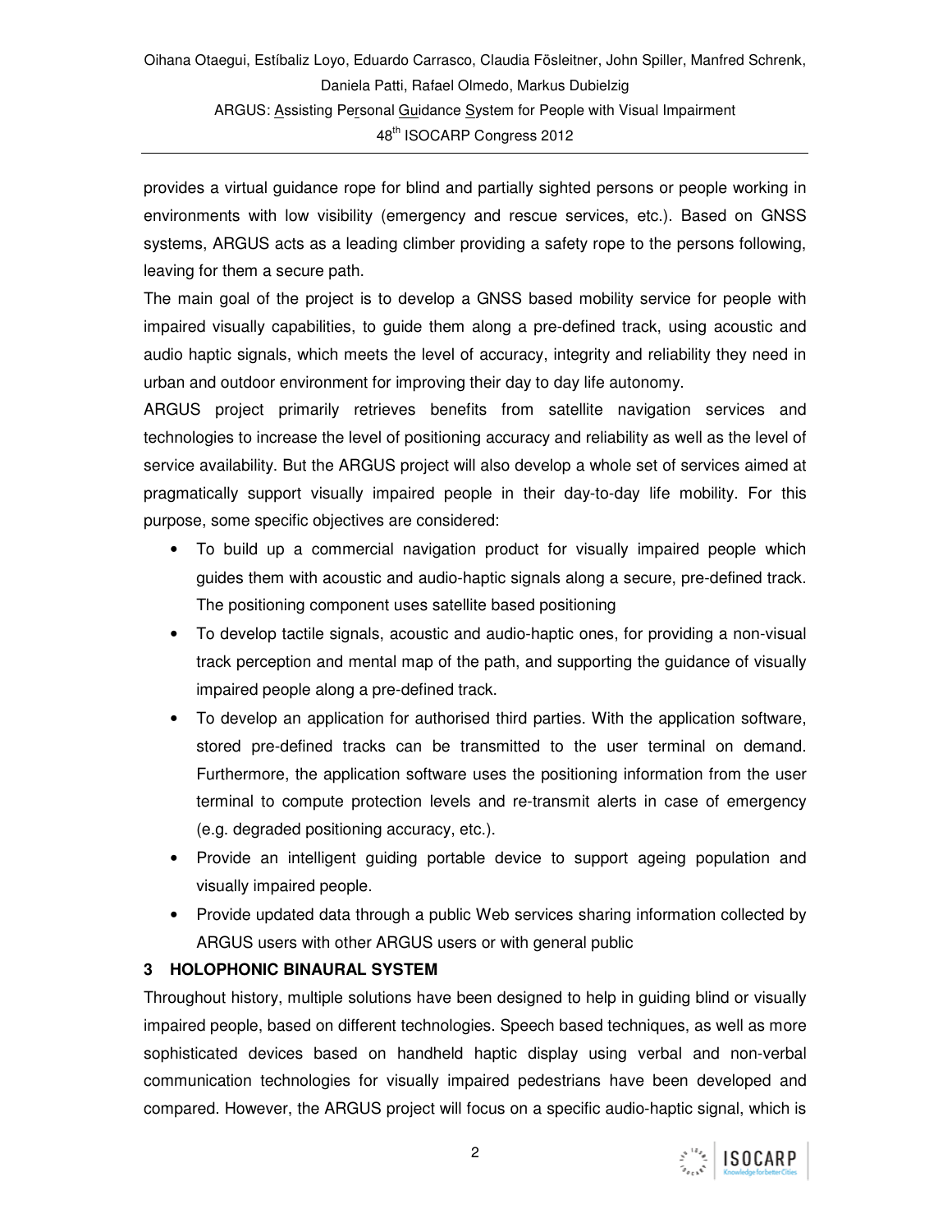provides a virtual guidance rope for blind and partially sighted persons or people working in environments with low visibility (emergency and rescue services, etc.). Based on GNSS systems, ARGUS acts as a leading climber providing a safety rope to the persons following, leaving for them a secure path.

The main goal of the project is to develop a GNSS based mobility service for people with impaired visually capabilities, to guide them along a pre-defined track, using acoustic and audio haptic signals, which meets the level of accuracy, integrity and reliability they need in urban and outdoor environment for improving their day to day life autonomy.

ARGUS project primarily retrieves benefits from satellite navigation services and technologies to increase the level of positioning accuracy and reliability as well as the level of service availability. But the ARGUS project will also develop a whole set of services aimed at pragmatically support visually impaired people in their day-to-day life mobility. For this purpose, some specific objectives are considered:

- To build up a commercial navigation product for visually impaired people which guides them with acoustic and audio-haptic signals along a secure, pre-defined track. The positioning component uses satellite based positioning
- To develop tactile signals, acoustic and audio-haptic ones, for providing a non-visual track perception and mental map of the path, and supporting the guidance of visually impaired people along a pre-defined track.
- To develop an application for authorised third parties. With the application software, stored pre-defined tracks can be transmitted to the user terminal on demand. Furthermore, the application software uses the positioning information from the user terminal to compute protection levels and re-transmit alerts in case of emergency (e.g. degraded positioning accuracy, etc.).
- Provide an intelligent guiding portable device to support ageing population and visually impaired people.
- Provide updated data through a public Web services sharing information collected by ARGUS users with other ARGUS users or with general public

## 3 HOLOPHONIC BINAURAL SYSTEM

Throughout history, multiple solutions have been designed to help in guiding blind or visually impaired people, based on different technologies. Speech based techniques, as well as more sophisticated devices based on handheld haptic display using verbal and non-verbal communication technologies for visually impaired pedestrians have been developed and compared. However, the ARGUS project will focus on a specific audio-haptic signal, which is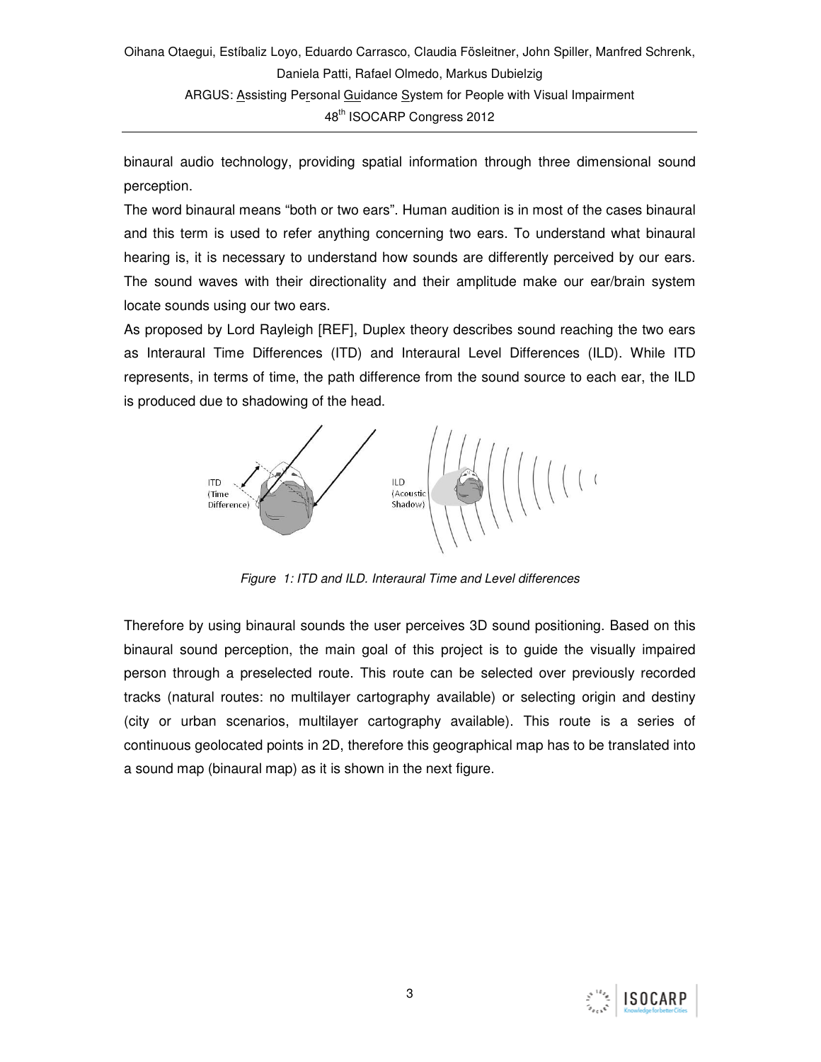binaural audio technology, providing spatial information through three dimensional sound perception.

The word binaural means “both or two ears”. Human audition is in most of the cases binaural and this term is used to refer anything concerning two ears. To understand what binaural hearing is, it is necessary to understand how sounds are differently perceived by our ears. The sound waves with their directionality and their amplitude make our ear/brain system locate sounds using our two ears.

As proposed by Lord Rayleigh [REF], Duplex theory describes sound reaching the two ears as Interaural Time Differences (ITD) and Interaural Level Differences (ILD). While ITD represents, in terms of time, the path difference from the sound source to each ear, the ILD is produced due to shadowing of the head.

*Figure 1: ITD and ILD. Interaural Time and Level differences*

Therefore by using binaural sounds the user perceives 3D sound positioning. Based on this binaural sound perception, the main goal of this project is to guide the visually impaired person through a preselected route. This route can be selected over previously recorded tracks (natural routes: no multilayer cartography available) or selecting origin and destiny (city or urban scenarios, multilayer cartography available). This route is a series of continuous geolocated points in 2D, therefore this geographical map has to be translated into a sound map (binaural map) as it is shown in the next figure.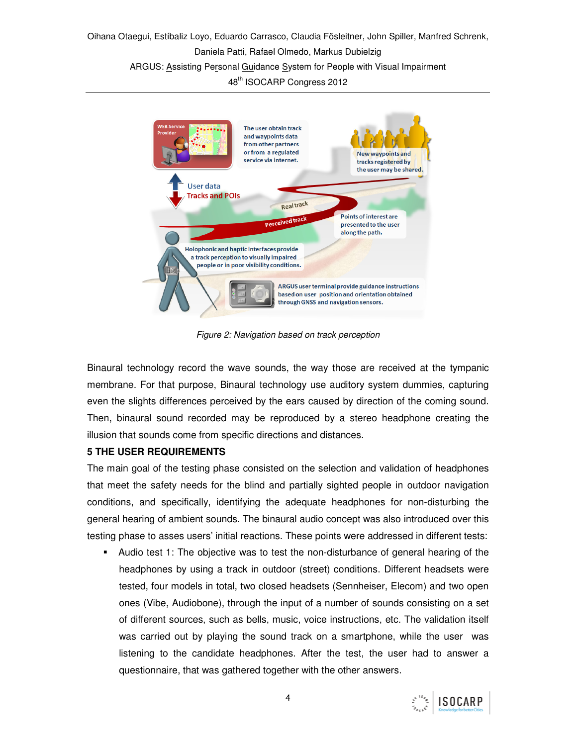Figure 2: Navigation based on track perception

Binaural technology record the wave sounds, the way those are received at the tympanic membrane. For that purpose, Binaural technology use auditory system dummies, capturing even the slights differences perceived by the ears caused by direction of the coming sound. Then, binaural sound recorded may be reproduced by a stereo headphone creating the illusion that sounds come from specific directions and distances.

**5 THE USER REQUIREMENTS**

The main goal of the testing phase consisted on the selection and validation of headphones that meet the safety needs for the blind and partially sighted people in outdoor navigation conditions, and specifically, identifying the adequate headphones for non-disturbing the general hearing of ambient sounds. The binaural audio concept was also introduced over this testing phase to asses users' initial reactions. These points were addressed in different tests:

- Audio test 1: The objective was to test the non-disturbance of general hearing of the headphones by using a track in outdoor (street) conditions. Different headsets were tested, four models in total, two closed headsets (Sennheiser, Elecom) and two open ones (Vibe, Audiobone), through the input of a number of sounds consisting on a set of different sources, such as bells, music, voice instructions, etc. The validation itself was carried out by playing the sound track on a smartphone, while the user was listening to the candidate headphones. After the test, the user had to answer a questionnaire, that was gathered together with the other answers.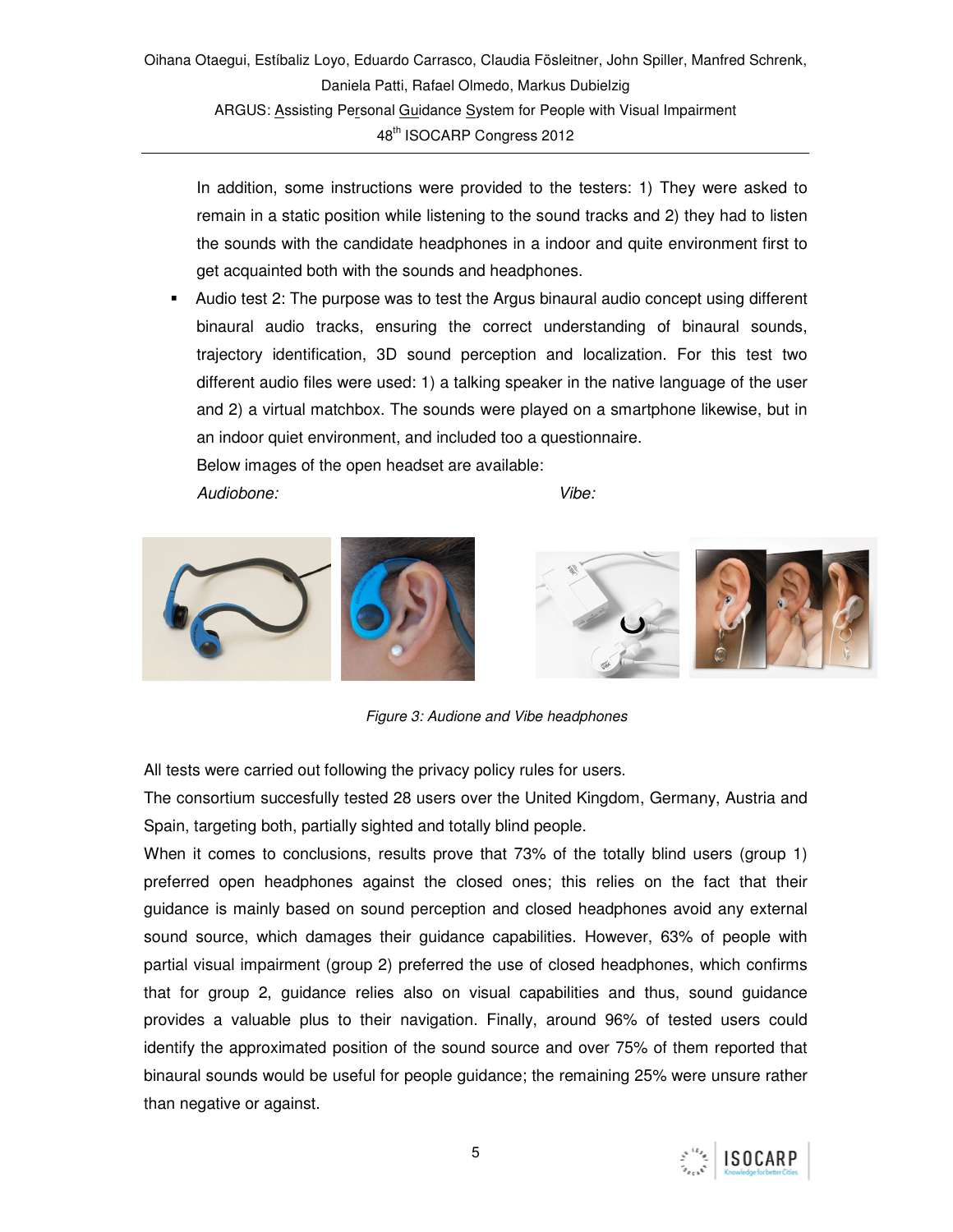In addition, some instructions were provided to the testers: 1) They were asked to remain in a static position while listening to the sound tracks and 2) they had to listen the sounds with the candidate headphones in a indoor and quite environment first to get acquainted both with the sounds and headphones.

- Audio test 2: The purpose was to test the Argus binaural audio concept using different binaural audio tracks, ensuring the correct understanding of binaural sounds, trajectory identification, 3D sound perception and localization. For this test two different audio files were used: 1) a talking speaker in the native language of the user and 2) a virtual matchbox. The sounds were played on a smartphone likewise, but in an indoor quiet environment, and included too a questionnaire.

  Below images of the open headset are available:

  *Audiobone:* *Vibe:*

*Figure 3: Audione and Vibe headphones*

All tests were carried out following the privacy policy rules for users.

The consortium succesfully tested 28 users over the United Kingdom, Germany, Austria and Spain, targeting both, partially sighted and totally blind people.

When it comes to conclusions, results prove that 73% of the totally blind users (group 1) preferred open headphones against the closed ones; this relies on the fact that their guidance is mainly based on sound perception and closed headphones avoid any external sound source, which damages their guidance capabilities. However, 63% of people with partial visual impairment (group 2) preferred the use of closed headphones, which confirms that for group 2, guidance relies also on visual capabilities and thus, sound guidance provides a valuable plus to their navigation. Finally, around 96% of tested users could identify the approximated position of the sound source and over 75% of them reported that binaural sounds would be useful for people guidance; the remaining 25% were unsure rather than negative or against.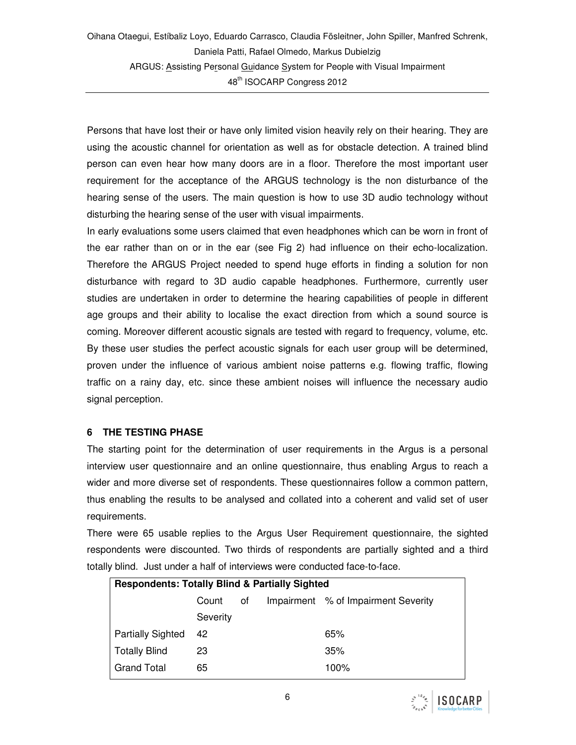Persons that have lost their or have only limited vision heavily rely on their hearing. They are using the acoustic channel for orientation as well as for obstacle detection. A trained blind person can even hear how many doors are in a floor. Therefore the most important user requirement for the acceptance of the ARGUS technology is the non disturbance of the hearing sense of the users. The main question is how to use 3D audio technology without disturbing the hearing sense of the user with visual impairments.

In early evaluations some users claimed that even headphones which can be worn in front of the ear rather than on or in the ear (see Fig 2) had influence on their echo-localization. Therefore the ARGUS Project needed to spend huge efforts in finding a solution for non disturbance with regard to 3D audio capable headphones. Furthermore, currently user studies are undertaken in order to determine the hearing capabilities of people in different age groups and their ability to localise the exact direction from which a sound source is coming. Moreover different acoustic signals are tested with regard to frequency, volume, etc. By these user studies the perfect acoustic signals for each user group will be determined, proven under the influence of various ambient noise patterns e.g. flowing traffic, flowing traffic on a rainy day, etc. since these ambient noises will influence the necessary audio signal perception.

## 6 THE TESTING PHASE

The starting point for the determination of user requirements in the Argus is a personal interview user questionnaire and an online questionnaire, thus enabling Argus to reach a wider and more diverse set of respondents. These questionnaires follow a common pattern, thus enabling the results to be analysed and collated into a coherent and valid set of user requirements.

There were 65 usable replies to the Argus User Requirement questionnaire, the sighted respondents were discounted. Two thirds of respondents are partially sighted and a third totally blind. Just under a half of interviews were conducted face-to-face.

| **Respondents: Totally Blind & Partially Sighted** | | |
|---|---|---|
| | Count of Impairment Severity | % of Impairment Severity |
| Partially Sighted | 42 | 65% |
| Totally Blind | 23 | 35% |
| Grand Total | 65 | 100% |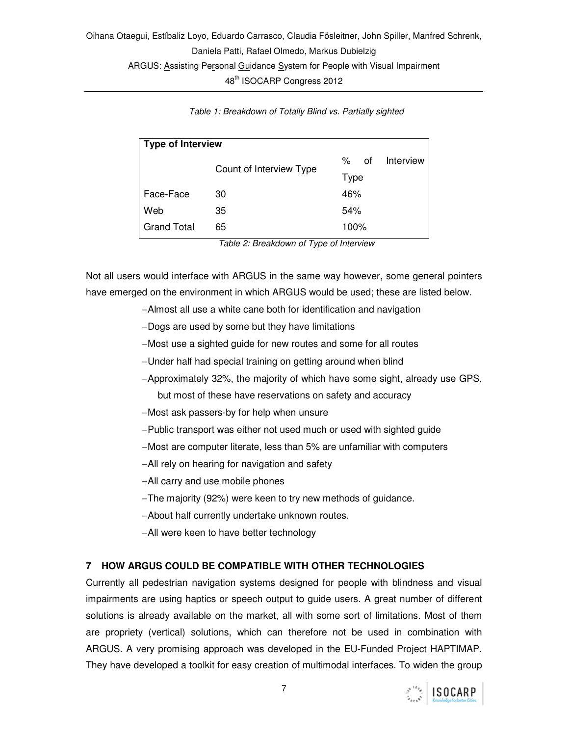*Table 1: Breakdown of Totally Blind vs. Partially sighted*

| Type of Interview | | |
|---|---|---|
| | Count of Interview Type | % of Interview Type |
| Face-Face | 30 | 46% |
| Web | 35 | 54% |
| Grand Total | 65 | 100% |

*Table 2: Breakdown of Type of Interview*

Not all users would interface with ARGUS in the same way however, some general pointers have emerged on the environment in which ARGUS would be used; these are listed below.

- Almost all use a white cane both for identification and navigation
- Dogs are used by some but they have limitations
- Most use a sighted guide for new routes and some for all routes
- Under half had special training on getting around when blind
- Approximately 32%, the majority of which have some sight, already use GPS, but most of these have reservations on safety and accuracy
- Most ask passers-by for help when unsure
- Public transport was either not used much or used with sighted guide
- Most are computer literate, less than 5% are unfamiliar with computers
- All rely on hearing for navigation and safety
- All carry and use mobile phones
- The majority (92%) were keen to try new methods of guidance.
- About half currently undertake unknown routes.
- All were keen to have better technology

## 7 HOW ARGUS COULD BE COMPATIBLE WITH OTHER TECHNOLOGIES

Currently all pedestrian navigation systems designed for people with blindness and visual impairments are using haptics or speech output to guide users. A great number of different solutions is already available on the market, all with some sort of limitations. Most of them are propriety (vertical) solutions, which can therefore not be used in combination with ARGUS. A very promising approach was developed in the EU-Funded Project HAPTIMAP. They have developed a toolkit for easy creation of multimodal interfaces. To widen the group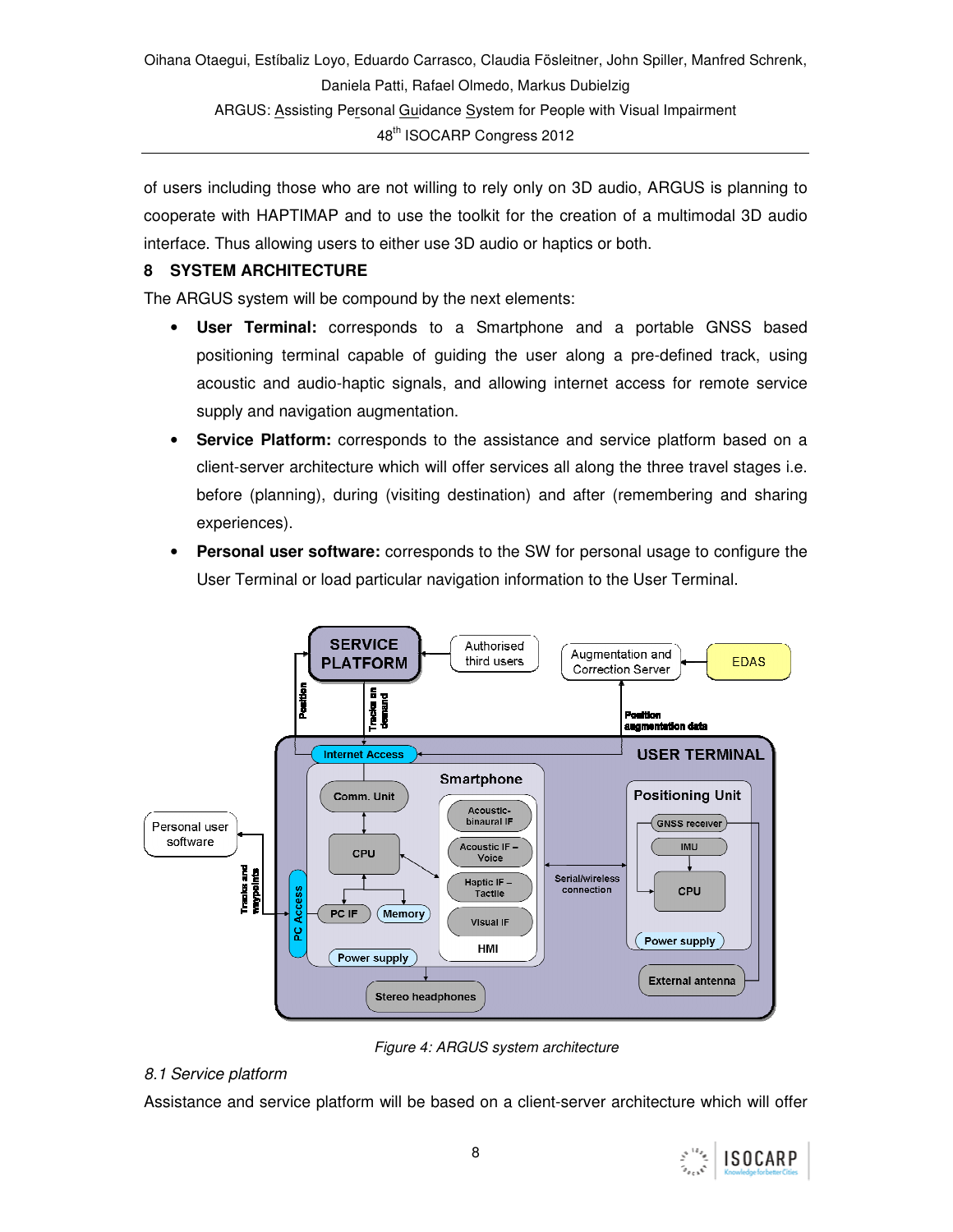of users including those who are not willing to rely only on 3D audio, ARGUS is planning to cooperate with HAPTIMAP and to use the toolkit for the creation of a multimodal 3D audio interface. Thus allowing users to either use 3D audio or haptics or both.

# 8 SYSTEM ARCHITECTURE

The ARGUS system will be compound by the next elements:

- **User Terminal:** corresponds to a Smartphone and a portable GNSS based positioning terminal capable of guiding the user along a pre-defined track, using acoustic and audio-haptic signals, and allowing internet access for remote service supply and navigation augmentation.
- **Service Platform:** corresponds to the assistance and service platform based on a client-server architecture which will offer services all along the three travel stages i.e. before (planning), during (visiting destination) and after (remembering and sharing experiences).
- **Personal user software:** corresponds to the SW for personal usage to configure the User Terminal or load particular navigation information to the User Terminal.

*Figure 4: ARGUS system architecture*

## *8.1 Service platform*

Assistance and service platform will be based on a client-server architecture which will offer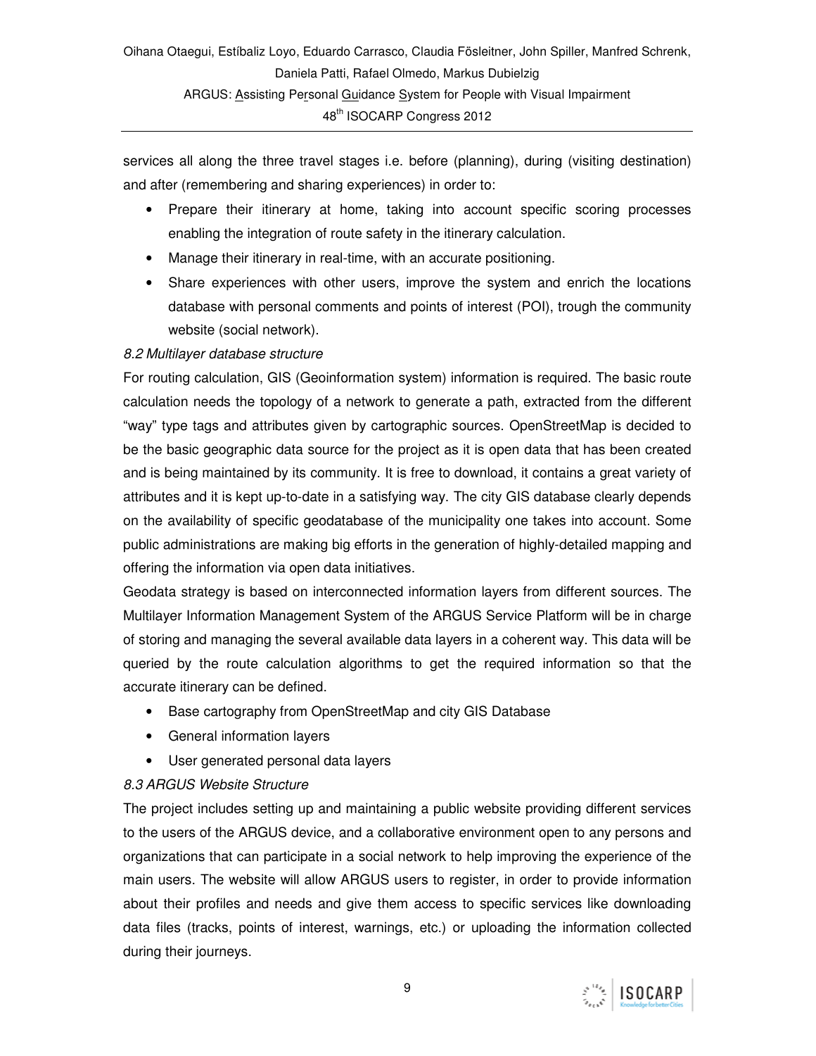services all along the three travel stages i.e. before (planning), during (visiting destination) and after (remembering and sharing experiences) in order to:

- Prepare their itinerary at home, taking into account specific scoring processes enabling the integration of route safety in the itinerary calculation.
- Manage their itinerary in real-time, with an accurate positioning.
- Share experiences with other users, improve the system and enrich the locations database with personal comments and points of interest (POI), trough the community website (social network).

*8.2 Multilayer database structure*

For routing calculation, GIS (Geoinformation system) information is required. The basic route calculation needs the topology of a network to generate a path, extracted from the different "way" type tags and attributes given by cartographic sources. OpenStreetMap is decided to be the basic geographic data source for the project as it is open data that has been created and is being maintained by its community. It is free to download, it contains a great variety of attributes and it is kept up-to-date in a satisfying way. The city GIS database clearly depends on the availability of specific geodatabase of the municipality one takes into account. Some public administrations are making big efforts in the generation of highly-detailed mapping and offering the information via open data initiatives.

Geodata strategy is based on interconnected information layers from different sources. The Multilayer Information Management System of the ARGUS Service Platform will be in charge of storing and managing the several available data layers in a coherent way. This data will be queried by the route calculation algorithms to get the required information so that the accurate itinerary can be defined.

- Base cartography from OpenStreetMap and city GIS Database
- General information layers
- User generated personal data layers

*8.3 ARGUS Website Structure*

The project includes setting up and maintaining a public website providing different services to the users of the ARGUS device, and a collaborative environment open to any persons and organizations that can participate in a social network to help improving the experience of the main users. The website will allow ARGUS users to register, in order to provide information about their profiles and needs and give them access to specific services like downloading data files (tracks, points of interest, warnings, etc.) or uploading the information collected during their journeys.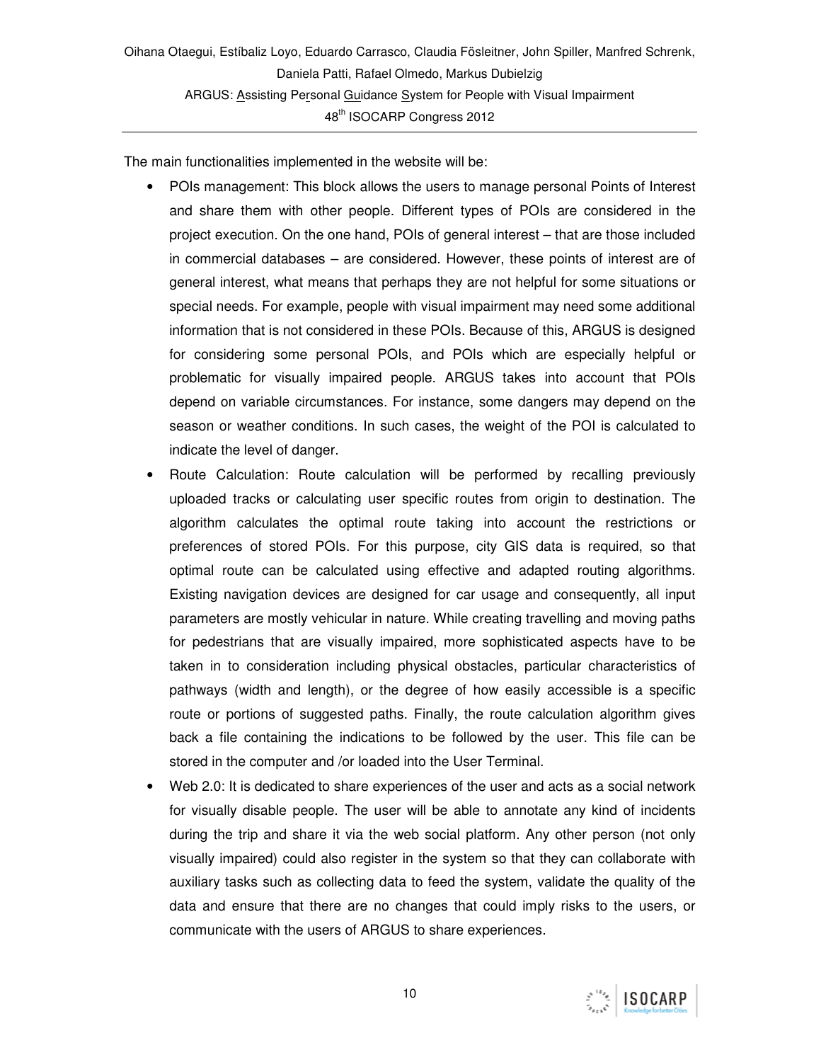The main functionalities implemented in the website will be:

- POIs management: This block allows the users to manage personal Points of Interest and share them with other people. Different types of POIs are considered in the project execution. On the one hand, POIs of general interest – that are those included in commercial databases – are considered. However, these points of interest are of general interest, what means that perhaps they are not helpful for some situations or special needs. For example, people with visual impairment may need some additional information that is not considered in these POIs. Because of this, ARGUS is designed for considering some personal POIs, and POIs which are especially helpful or problematic for visually impaired people. ARGUS takes into account that POIs depend on variable circumstances. For instance, some dangers may depend on the season or weather conditions. In such cases, the weight of the POI is calculated to indicate the level of danger.
- Route Calculation: Route calculation will be performed by recalling previously uploaded tracks or calculating user specific routes from origin to destination. The algorithm calculates the optimal route taking into account the restrictions or preferences of stored POIs. For this purpose, city GIS data is required, so that optimal route can be calculated using effective and adapted routing algorithms. Existing navigation devices are designed for car usage and consequently, all input parameters are mostly vehicular in nature. While creating travelling and moving paths for pedestrians that are visually impaired, more sophisticated aspects have to be taken in to consideration including physical obstacles, particular characteristics of pathways (width and length), or the degree of how easily accessible is a specific route or portions of suggested paths. Finally, the route calculation algorithm gives back a file containing the indications to be followed by the user. This file can be stored in the computer and /or loaded into the User Terminal.
- Web 2.0: It is dedicated to share experiences of the user and acts as a social network for visually disable people. The user will be able to annotate any kind of incidents during the trip and share it via the web social platform. Any other person (not only visually impaired) could also register in the system so that they can collaborate with auxiliary tasks such as collecting data to feed the system, validate the quality of the data and ensure that there are no changes that could imply risks to the users, or communicate with the users of ARGUS to share experiences.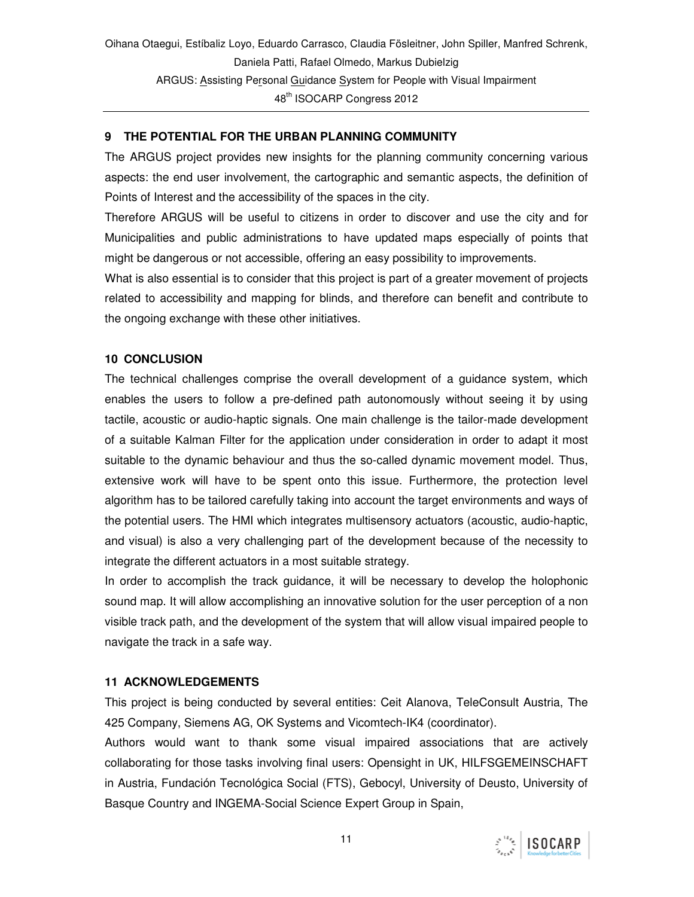## 9 THE POTENTIAL FOR THE URBAN PLANNING COMMUNITY

The ARGUS project provides new insights for the planning community concerning various aspects: the end user involvement, the cartographic and semantic aspects, the definition of Points of Interest and the accessibility of the spaces in the city.

Therefore ARGUS will be useful to citizens in order to discover and use the city and for Municipalities and public administrations to have updated maps especially of points that might be dangerous or not accessible, offering an easy possibility to improvements.

What is also essential is to consider that this project is part of a greater movement of projects related to accessibility and mapping for blinds, and therefore can benefit and contribute to the ongoing exchange with these other initiatives.

## 10 CONCLUSION

The technical challenges comprise the overall development of a guidance system, which enables the users to follow a pre-defined path autonomously without seeing it by using tactile, acoustic or audio-haptic signals. One main challenge is the tailor-made development of a suitable Kalman Filter for the application under consideration in order to adapt it most suitable to the dynamic behaviour and thus the so-called dynamic movement model. Thus, extensive work will have to be spent onto this issue. Furthermore, the protection level algorithm has to be tailored carefully taking into account the target environments and ways of the potential users. The HMI which integrates multisensory actuators (acoustic, audio-haptic, and visual) is also a very challenging part of the development because of the necessity to integrate the different actuators in a most suitable strategy.

In order to accomplish the track guidance, it will be necessary to develop the holophonic sound map. It will allow accomplishing an innovative solution for the user perception of a non visible track path, and the development of the system that will allow visual impaired people to navigate the track in a safe way.

## 11 ACKNOWLEDGEMENTS

This project is being conducted by several entities: Ceit Alanova, TeleConsult Austria, The 425 Company, Siemens AG, OK Systems and Vicomtech-IK4 (coordinator).

Authors would want to thank some visual impaired associations that are actively collaborating for those tasks involving final users: Opensight in UK, HILFSGEMEINSCHAFT in Austria, Fundación Tecnológica Social (FTS), Gebocyl, University of Deusto, University of Basque Country and INGEMA-Social Science Expert Group in Spain,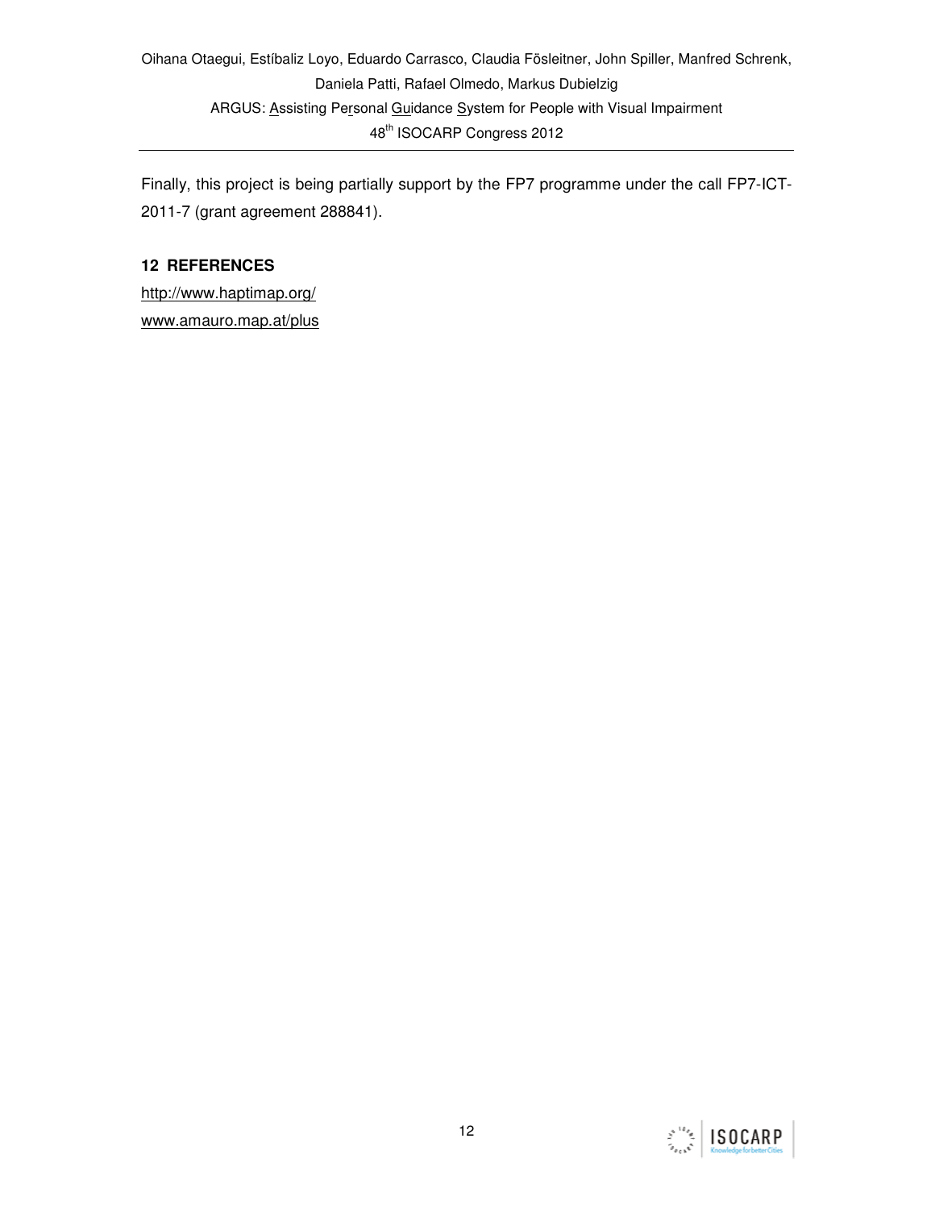Finally, this project is being partially support by the FP7 programme under the call FP7-ICT-2011-7 (grant agreement 288841).

## 12 REFERENCES

http://www.haptimap.org/

www.amauro.map.at/plus